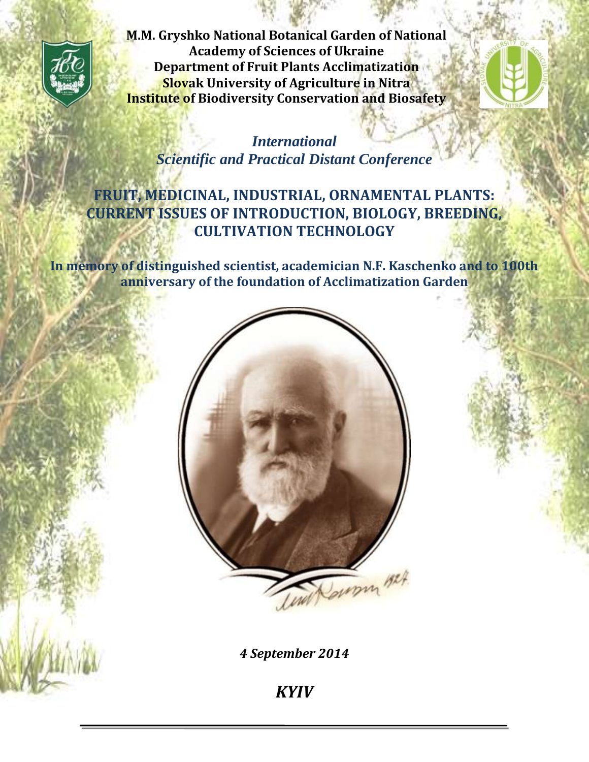**M.M. Gryshko National Botanical Garden of National Academy of Sciences of Ukraine**
**Department of Fruit Plants Acclimatization**
**Slovak University of Agriculture in Nitra**
**Institute of Biodiversity Conservation and Biosafety**

*International*
*Scientific and Practical Distant Conference*

# FRUIT, MEDICINAL, INDUSTRIAL, ORNAMENTAL PLANTS: CURRENT ISSUES OF INTRODUCTION, BIOLOGY, BREEDING, CULTIVATION TECHNOLOGY

**In memory of distinguished scientist, academician N.F. Kaschenko and to 100th anniversary of the foundation of Acclimatization Garden**

***4 September 2014***

***KYIV***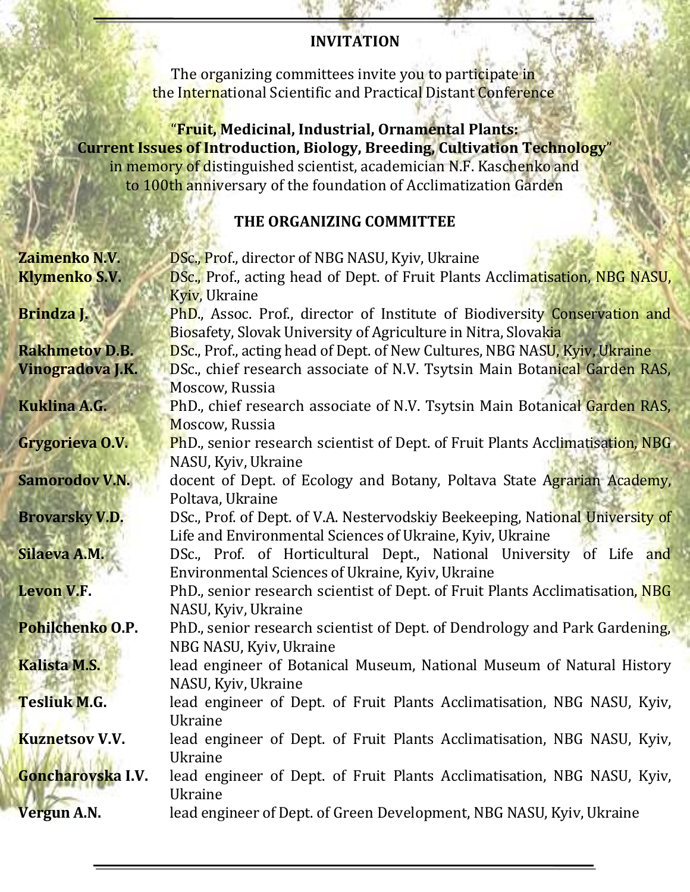## INVITATION

The organizing committees invite you to participate in
the International Scientific and Practical Distant Conference

“**Fruit, Medicinal, Industrial, Ornamental Plants:
Current Issues of Introduction, Biology, Breeding, Cultivation Technology**”
in memory of distinguished scientist, academician N.F. Kaschenko and
to 100th anniversary of the foundation of Acclimatization Garden

## THE ORGANIZING COMMITTEE

**Zaimenko N.V.** DSc., Prof., director of NBG NASU, Kyiv, Ukraine

**Klymenko S.V.** DSc., Prof., acting head of Dept. of Fruit Plants Acclimatisation, NBG NASU, Kyiv, Ukraine

**Brindza J.** PhD., Assoc. Prof., director of Institute of Biodiversity Conservation and Biosafety, Slovak University of Agriculture in Nitra, Slovakia

**Rakhmetov D.B.** DSc., Prof., acting head of Dept. of New Cultures, NBG NASU, Kyiv, Ukraine

**Vinogradova J.K.** DSc., chief research associate of N.V. Tsytsin Main Botanical Garden RAS, Moscow, Russia

**Kuklina A.G.** PhD., chief research associate of N.V. Tsytsin Main Botanical Garden RAS, Moscow, Russia

**Grygorieva O.V.** PhD., senior research scientist of Dept. of Fruit Plants Acclimatisation, NBG NASU, Kyiv, Ukraine

**Samorodov V.N.** docent of Dept. of Ecology and Botany, Poltava State Agrarian Academy, Poltava, Ukraine

**Brovarsky V.D.** DSc., Prof. of Dept. of V.A. Nestervodskiy Beekeeping, National University of Life and Environmental Sciences of Ukraine, Kyiv, Ukraine

**Silaeva A.M.** DSc., Prof. of Horticultural Dept., National University of Life and Environmental Sciences of Ukraine, Kyiv, Ukraine

**Levon V.F.** PhD., senior research scientist of Dept. of Fruit Plants Acclimatisation, NBG NASU, Kyiv, Ukraine

**Pohilchenko O.P.** PhD., senior research scientist of Dept. of Dendrology and Park Gardening, NBG NASU, Kyiv, Ukraine

**Kalista M.S.** lead engineer of Botanical Museum, National Museum of Natural History NASU, Kyiv, Ukraine

**Tesliuk M.G.** lead engineer of Dept. of Fruit Plants Acclimatisation, NBG NASU, Kyiv, Ukraine

**Kuznetsov V.V.** lead engineer of Dept. of Fruit Plants Acclimatisation, NBG NASU, Kyiv, Ukraine

**Goncharovska I.V.** lead engineer of Dept. of Fruit Plants Acclimatisation, NBG NASU, Kyiv, Ukraine

**Vergun A.N.** lead engineer of Dept. of Green Development, NBG NASU, Kyiv, Ukraine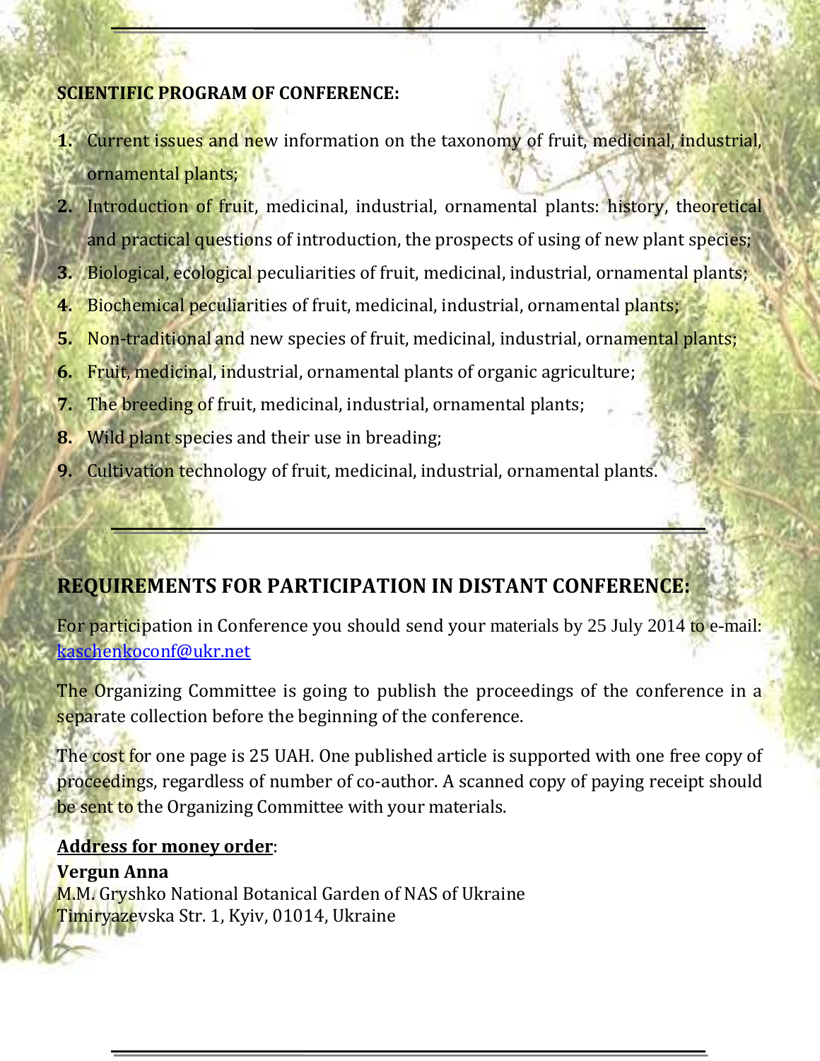**SCIENTIFIC PROGRAM OF CONFERENCE:**

1. Current issues and new information on the taxonomy of fruit, medicinal, industrial, ornamental plants;
2. Introduction of fruit, medicinal, industrial, ornamental plants: history, theoretical and practical questions of introduction, the prospects of using of new plant species;
3. Biological, ecological peculiarities of fruit, medicinal, industrial, ornamental plants;
4. Biochemical peculiarities of fruit, medicinal, industrial, ornamental plants;
5. Non-traditional and new species of fruit, medicinal, industrial, ornamental plants;
6. Fruit, medicinal, industrial, ornamental plants of organic agriculture;
7. The breeding of fruit, medicinal, industrial, ornamental plants;
8. Wild plant species and their use in breading;
9. Cultivation technology of fruit, medicinal, industrial, ornamental plants.

## REQUIREMENTS FOR PARTICIPATION IN DISTANT CONFERENCE:

For participation in Conference you should send your materials by 25 July 2014 to e-mail: kaschenkoconf@ukr.net

The Organizing Committee is going to publish the proceedings of the conference in a separate collection before the beginning of the conference.

The cost for one page is 25 UAH. One published article is supported with one free copy of proceedings, regardless of number of co-author. A scanned copy of paying receipt should be sent to the Organizing Committee with your materials.

**Address for money order**:
**Vergun Anna**
M.M. Gryshko National Botanical Garden of NAS of Ukraine
Timiryazevska Str. 1, Kyiv, 01014, Ukraine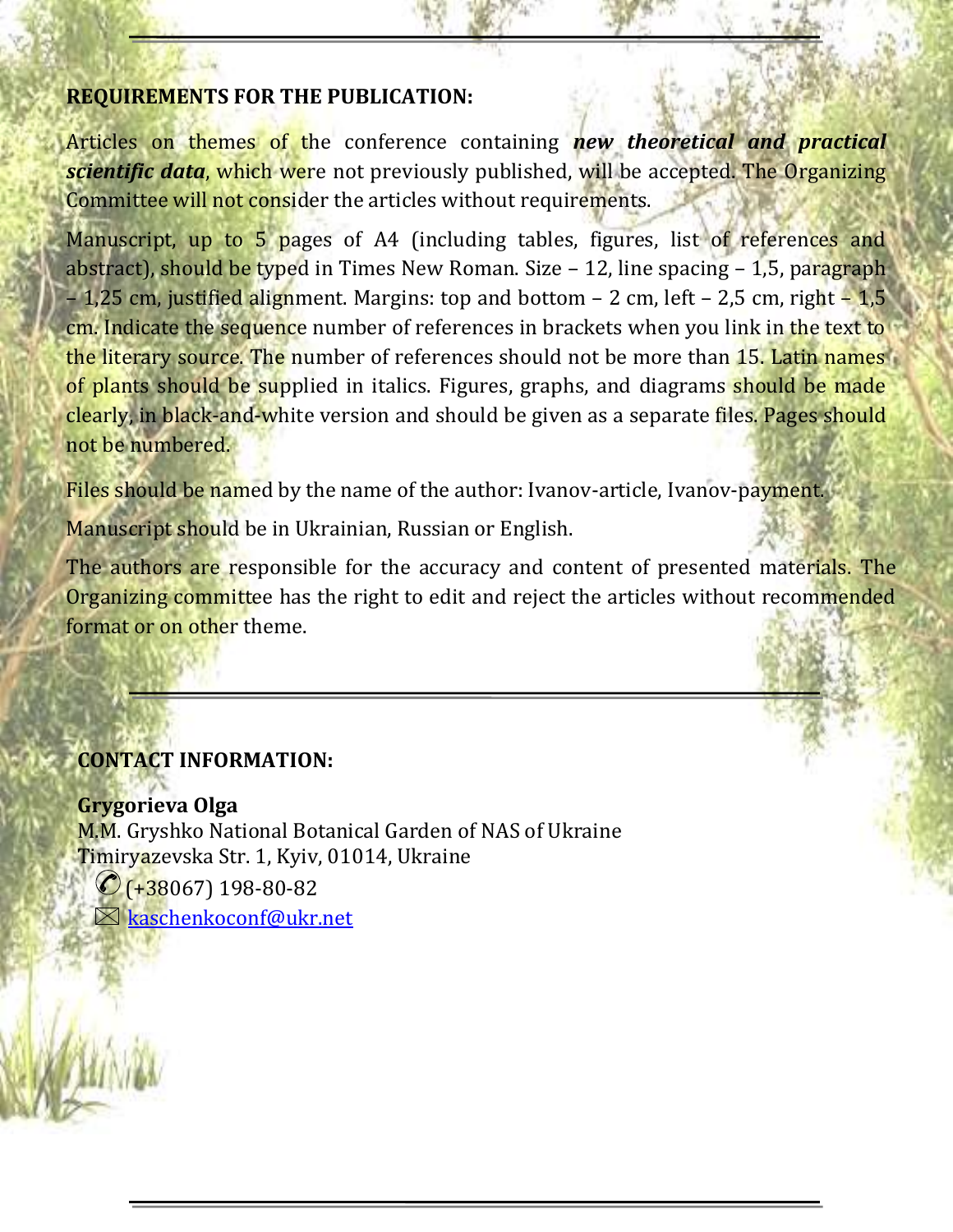**REQUIREMENTS FOR THE PUBLICATION:**

Articles on themes of the conference containing ***new theoretical and practical scientific data***, which were not previously published, will be accepted. The Organizing Committee will not consider the articles without requirements.

Manuscript, up to 5 pages of A4 (including tables, figures, list of references and abstract), should be typed in Times New Roman. Size – 12, line spacing – 1,5, paragraph – 1,25 cm, justified alignment. Margins: top and bottom – 2 cm, left – 2,5 cm, right – 1,5 cm. Indicate the sequence number of references in brackets when you link in the text to the literary source. The number of references should not be more than 15. Latin names of plants should be supplied in italics. Figures, graphs, and diagrams should be made clearly, in black-and-white version and should be given as a separate files. Pages should not be numbered.

Files should be named by the name of the author: Ivanov-article, Ivanov-payment.

Manuscript should be in Ukrainian, Russian or English.

The authors are responsible for the accuracy and content of presented materials. The Organizing committee has the right to edit and reject the articles without recommended format or on other theme.

**CONTACT INFORMATION:**

**Grygorieva Olga**
M.M. Gryshko National Botanical Garden of NAS of Ukraine
Timiryazevska Str. 1, Kyiv, 01014, Ukraine
✆ (+38067) 198-80-82
✉ kaschenkoconf@ukr.net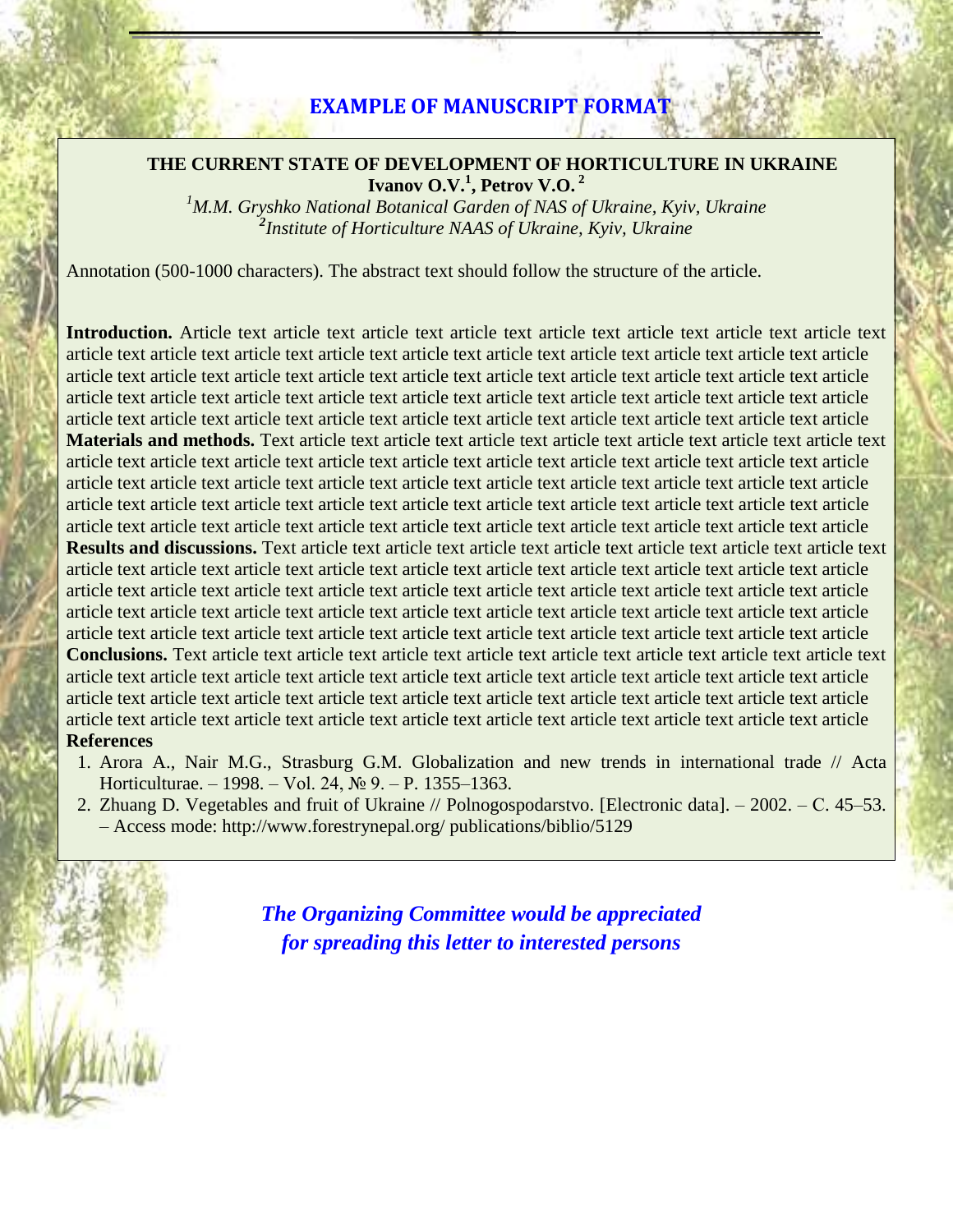# EXAMPLE OF MANUSCRIPT FORMAT

**THE CURRENT STATE OF DEVELOPMENT OF HORTICULTURE IN UKRAINE**

**Ivanov O.V.[1], Petrov V.O. [2]**

*[1]M.M. Gryshko National Botanical Garden of NAS of Ukraine, Kyiv, Ukraine*

*[2]Institute of Horticulture NAAS of Ukraine, Kyiv, Ukraine*

Annotation (500-1000 characters). The abstract text should follow the structure of the article.

**Introduction.** Article text article text article text article text article text article text article text article text article text article text article text article text article text article text article text article text article text article text article text article text article text article text article text article text article text article text article text article text article text article text article text article text article text article text article text article text article text article text article text article text article text article text article text article text article text article text article text article text article text article text article text

**Materials and methods.** Text article text article text article text article text article text article text article text article text article text article text article text article text article text article text article text article text article text article text article text article text article text article text article text article text article text article text article text article text article text article text article text article text article text article text article text article text article text article text article text article text article text article text article text article text article text article text article text article text article text article text article text

**Results and discussions.** Text article text article text article text article text article text article text article text article text article text article text article text article text article text article text article text article text article text article text article text article text article text article text article text article text article text article text article text article text article text article text article text article text article text article text article text article text article text article text article text article text article text article text article text article text article text article text article text article text article text article text article text

**Conclusions.** Text article text article text article text article text article text article text article text article text article text article text article text article text article text article text article text article text article text article text article text article text article text article text article text article text article text article text article text article text article text article text article text article text article text article text article text article text article text article text

**References**

1. Arora A., Nair M.G., Strasburg G.M. Globalization and new trends in international trade // Acta Horticulturae. – 1998. – Vol. 24, № 9. – P. 1355–1363.
2. Zhuang D. Vegetables and fruit of Ukraine // Polnogospodarstvo. [Electronic data]. – 2002. – C. 45–53. – Access mode: http://www.forestrynepal.org/ publications/biblio/5129

***The Organizing Committee would be appreciated for spreading this letter to interested persons***